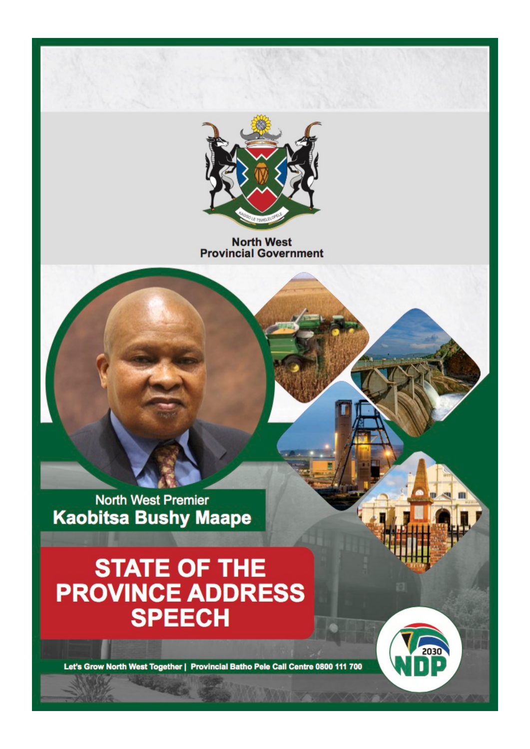North West
Provincial Government

North West Premier
**Kaobitsa Bushy Maape**

# STATE OF THE PROVINCE ADDRESS SPEECH

Let's Grow North West Together | Provincial Batho Pele Call Centre 0800 111 700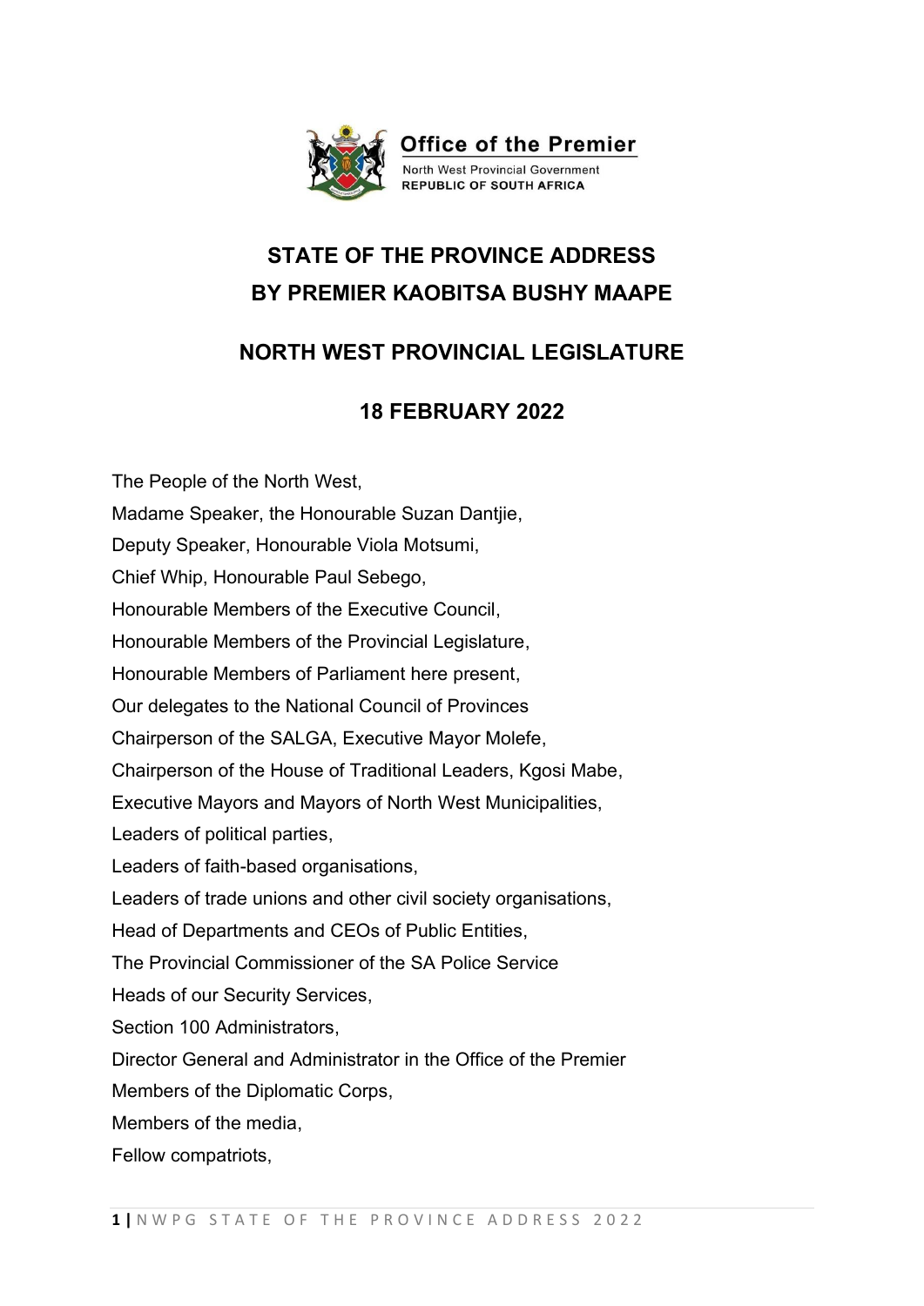Office of the Premier

North West Provincial Government

REPUBLIC OF SOUTH AFRICA

# STATE OF THE PROVINCE ADDRESS BY PREMIER KAOBITSA BUSHY MAAPE

## NORTH WEST PROVINCIAL LEGISLATURE

## 18 FEBRUARY 2022

The People of the North West,

Madame Speaker, the Honourable Suzan Dantjie,

Deputy Speaker, Honourable Viola Motsumi,

Chief Whip, Honourable Paul Sebego,

Honourable Members of the Executive Council,

Honourable Members of the Provincial Legislature,

Honourable Members of Parliament here present,

Our delegates to the National Council of Provinces

Chairperson of the SALGA, Executive Mayor Molefe,

Chairperson of the House of Traditional Leaders, Kgosi Mabe,

Executive Mayors and Mayors of North West Municipalities,

Leaders of political parties,

Leaders of faith-based organisations,

Leaders of trade unions and other civil society organisations,

Head of Departments and CEOs of Public Entities,

The Provincial Commissioner of the SA Police Service

Heads of our Security Services,

Section 100 Administrators,

Director General and Administrator in the Office of the Premier

Members of the Diplomatic Corps,

Members of the media,

Fellow compatriots,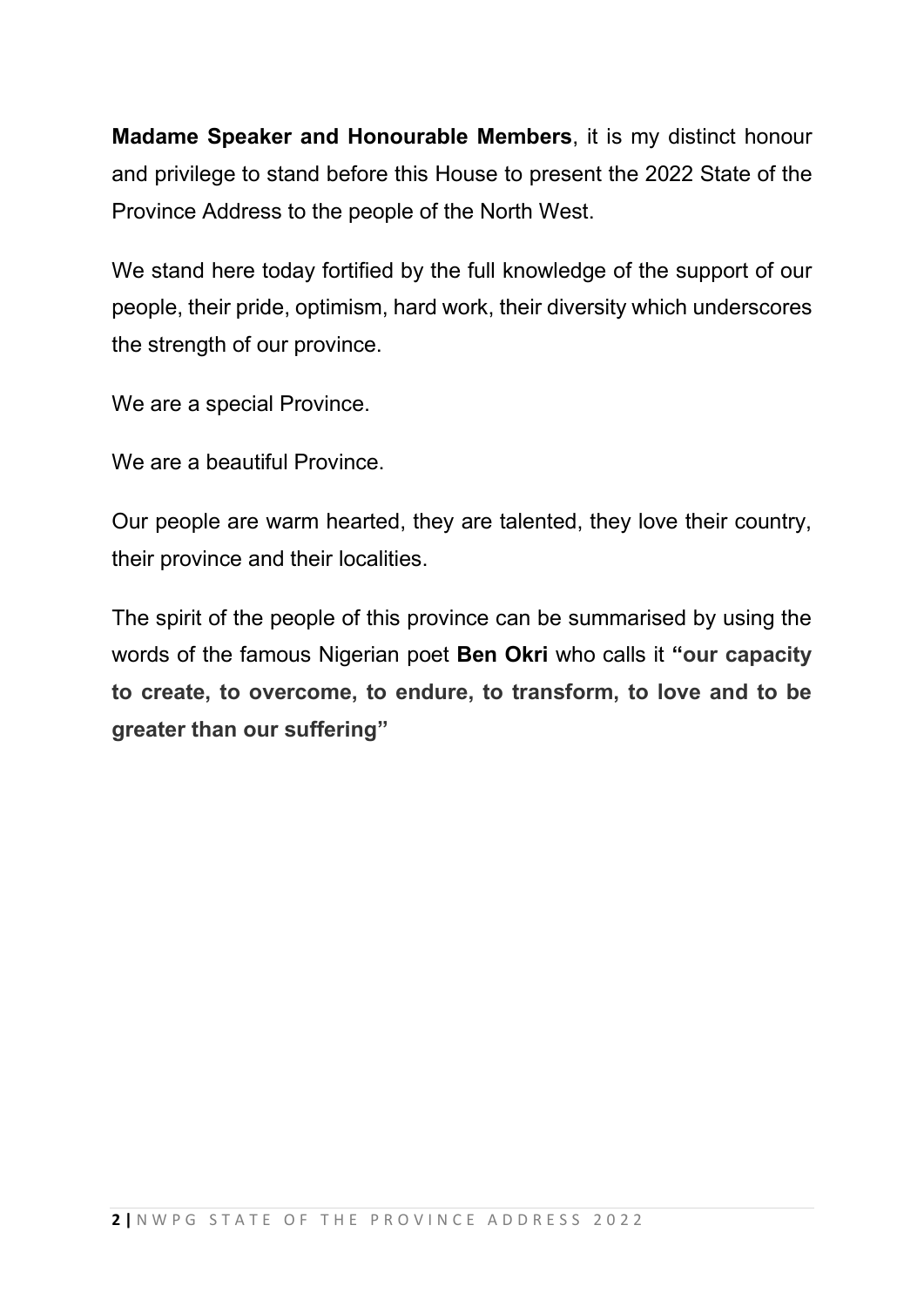**Madame Speaker and Honourable Members**, it is my distinct honour and privilege to stand before this House to present the 2022 State of the Province Address to the people of the North West.

We stand here today fortified by the full knowledge of the support of our people, their pride, optimism, hard work, their diversity which underscores the strength of our province.

We are a special Province.

We are a beautiful Province.

Our people are warm hearted, they are talented, they love their country, their province and their localities.

The spirit of the people of this province can be summarised by using the words of the famous Nigerian poet **Ben Okri** who calls it **"our capacity to create, to overcome, to endure, to transform, to love and to be greater than our suffering"**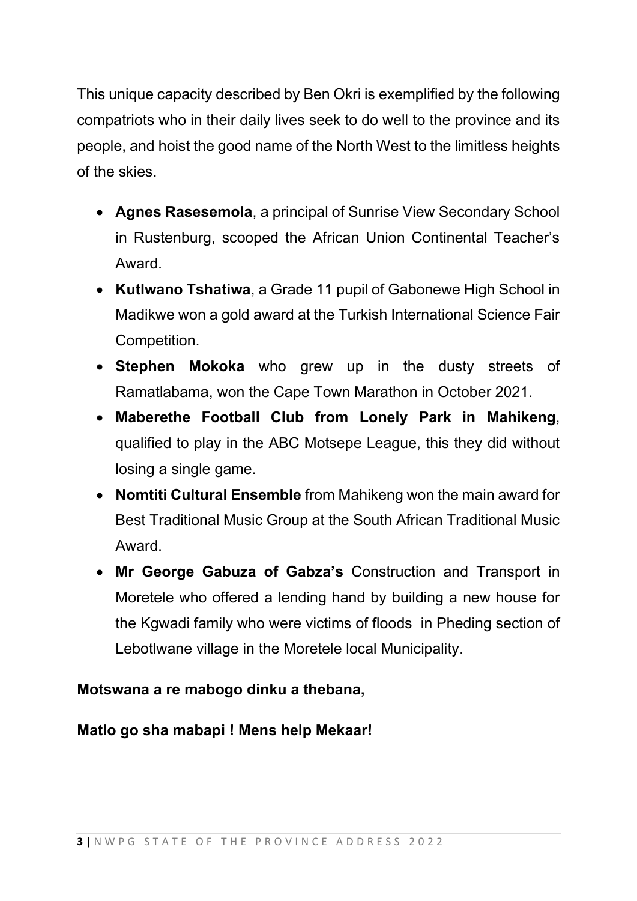This unique capacity described by Ben Okri is exemplified by the following compatriots who in their daily lives seek to do well to the province and its people, and hoist the good name of the North West to the limitless heights of the skies.

- **Agnes Rasesemola**, a principal of Sunrise View Secondary School in Rustenburg, scooped the African Union Continental Teacher's Award.
- **Kutlwano Tshatiwa**, a Grade 11 pupil of Gabonewe High School in Madikwe won a gold award at the Turkish International Science Fair Competition.
- **Stephen Mokoka** who grew up in the dusty streets of Ramatlabama, won the Cape Town Marathon in October 2021.
- **Maberethe Football Club from Lonely Park in Mahikeng**, qualified to play in the ABC Motsepe League, this they did without losing a single game.
- **Nomtiti Cultural Ensemble** from Mahikeng won the main award for Best Traditional Music Group at the South African Traditional Music Award.
- **Mr George Gabuza of Gabza's** Construction and Transport in Moretele who offered a lending hand by building a new house for the Kgwadi family who were victims of floods in Pheding section of Lebotlwane village in the Moretele local Municipality.

**Motswana a re mabogo dinku a thebana,**

**Matlo go sha mabapi ! Mens help Mekaar!**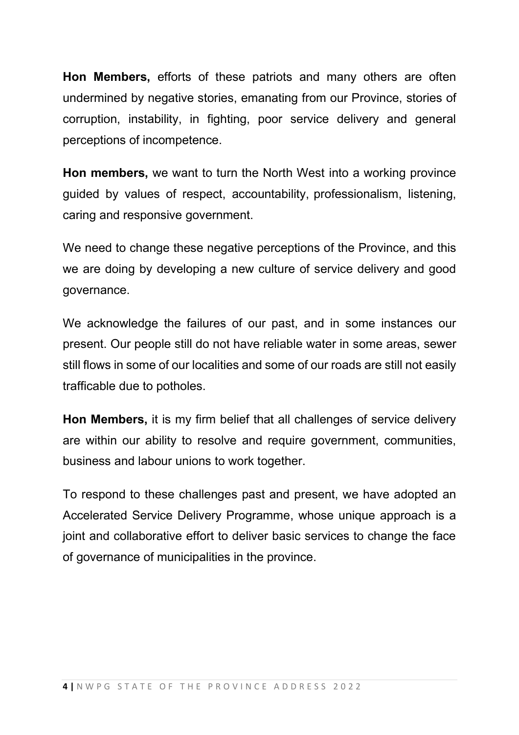**Hon Members,** efforts of these patriots and many others are often undermined by negative stories, emanating from our Province, stories of corruption, instability, in fighting, poor service delivery and general perceptions of incompetence.

**Hon members,** we want to turn the North West into a working province guided by values of respect, accountability, professionalism, listening, caring and responsive government.

We need to change these negative perceptions of the Province, and this we are doing by developing a new culture of service delivery and good governance.

We acknowledge the failures of our past, and in some instances our present. Our people still do not have reliable water in some areas, sewer still flows in some of our localities and some of our roads are still not easily trafficable due to potholes.

**Hon Members,** it is my firm belief that all challenges of service delivery are within our ability to resolve and require government, communities, business and labour unions to work together.

To respond to these challenges past and present, we have adopted an Accelerated Service Delivery Programme, whose unique approach is a joint and collaborative effort to deliver basic services to change the face of governance of municipalities in the province.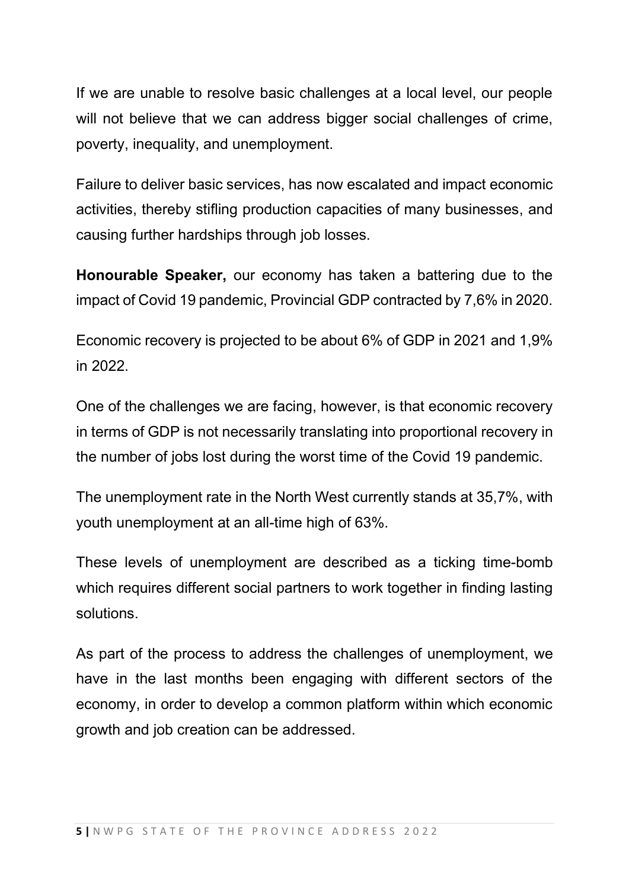If we are unable to resolve basic challenges at a local level, our people will not believe that we can address bigger social challenges of crime, poverty, inequality, and unemployment.

Failure to deliver basic services, has now escalated and impact economic activities, thereby stifling production capacities of many businesses, and causing further hardships through job losses.

**Honourable Speaker,** our economy has taken a battering due to the impact of Covid 19 pandemic, Provincial GDP contracted by 7,6% in 2020.

Economic recovery is projected to be about 6% of GDP in 2021 and 1,9% in 2022.

One of the challenges we are facing, however, is that economic recovery in terms of GDP is not necessarily translating into proportional recovery in the number of jobs lost during the worst time of the Covid 19 pandemic.

The unemployment rate in the North West currently stands at 35,7%, with youth unemployment at an all-time high of 63%.

These levels of unemployment are described as a ticking time-bomb which requires different social partners to work together in finding lasting solutions.

As part of the process to address the challenges of unemployment, we have in the last months been engaging with different sectors of the economy, in order to develop a common platform within which economic growth and job creation can be addressed.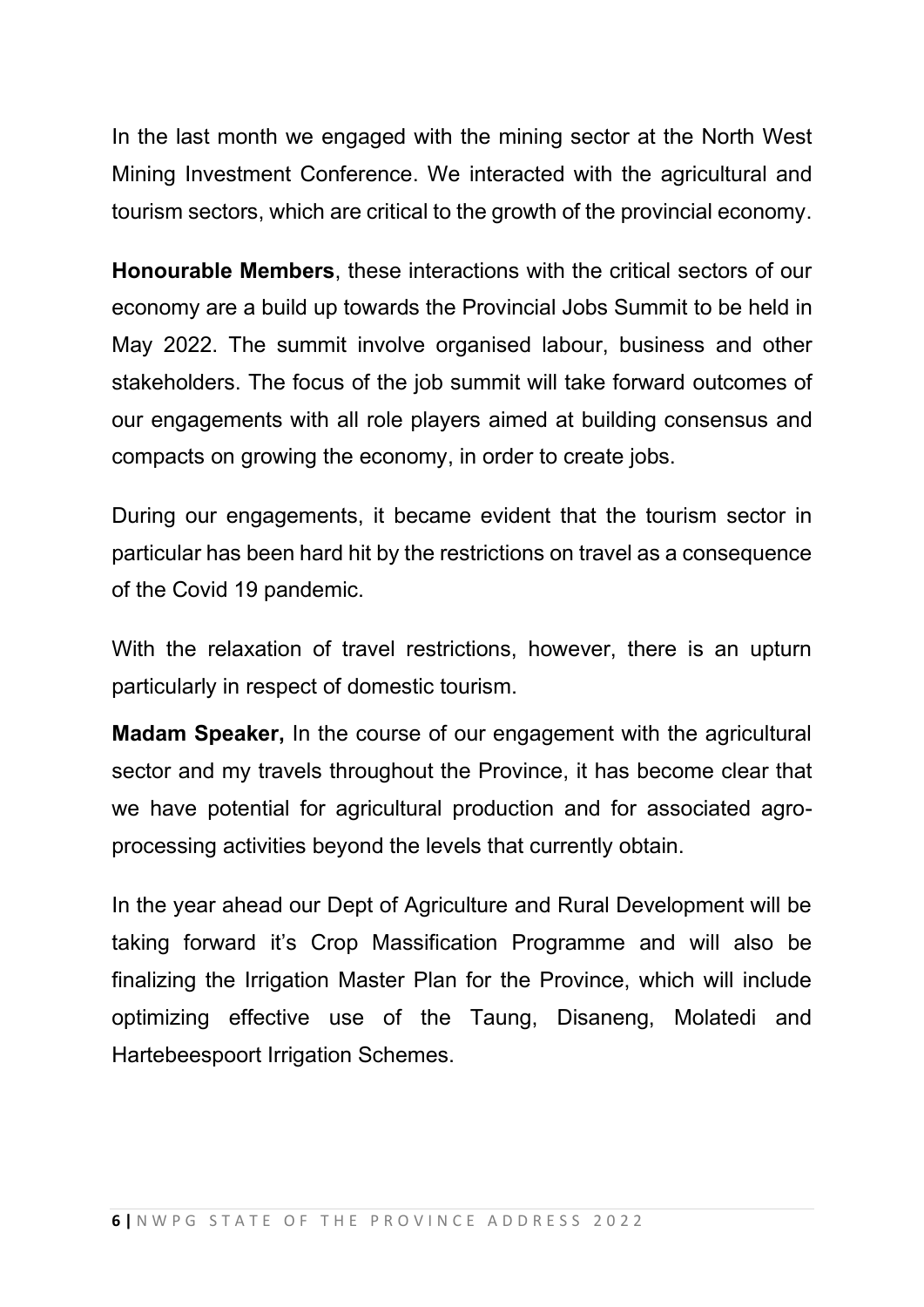In the last month we engaged with the mining sector at the North West Mining Investment Conference. We interacted with the agricultural and tourism sectors, which are critical to the growth of the provincial economy.

**Honourable Members**, these interactions with the critical sectors of our economy are a build up towards the Provincial Jobs Summit to be held in May 2022. The summit involve organised labour, business and other stakeholders. The focus of the job summit will take forward outcomes of our engagements with all role players aimed at building consensus and compacts on growing the economy, in order to create jobs.

During our engagements, it became evident that the tourism sector in particular has been hard hit by the restrictions on travel as a consequence of the Covid 19 pandemic.

With the relaxation of travel restrictions, however, there is an upturn particularly in respect of domestic tourism.

**Madam Speaker,** In the course of our engagement with the agricultural sector and my travels throughout the Province, it has become clear that we have potential for agricultural production and for associated agro-processing activities beyond the levels that currently obtain.

In the year ahead our Dept of Agriculture and Rural Development will be taking forward it's Crop Massification Programme and will also be finalizing the Irrigation Master Plan for the Province, which will include optimizing effective use of the Taung, Disaneng, Molatedi and Hartebeespoort Irrigation Schemes.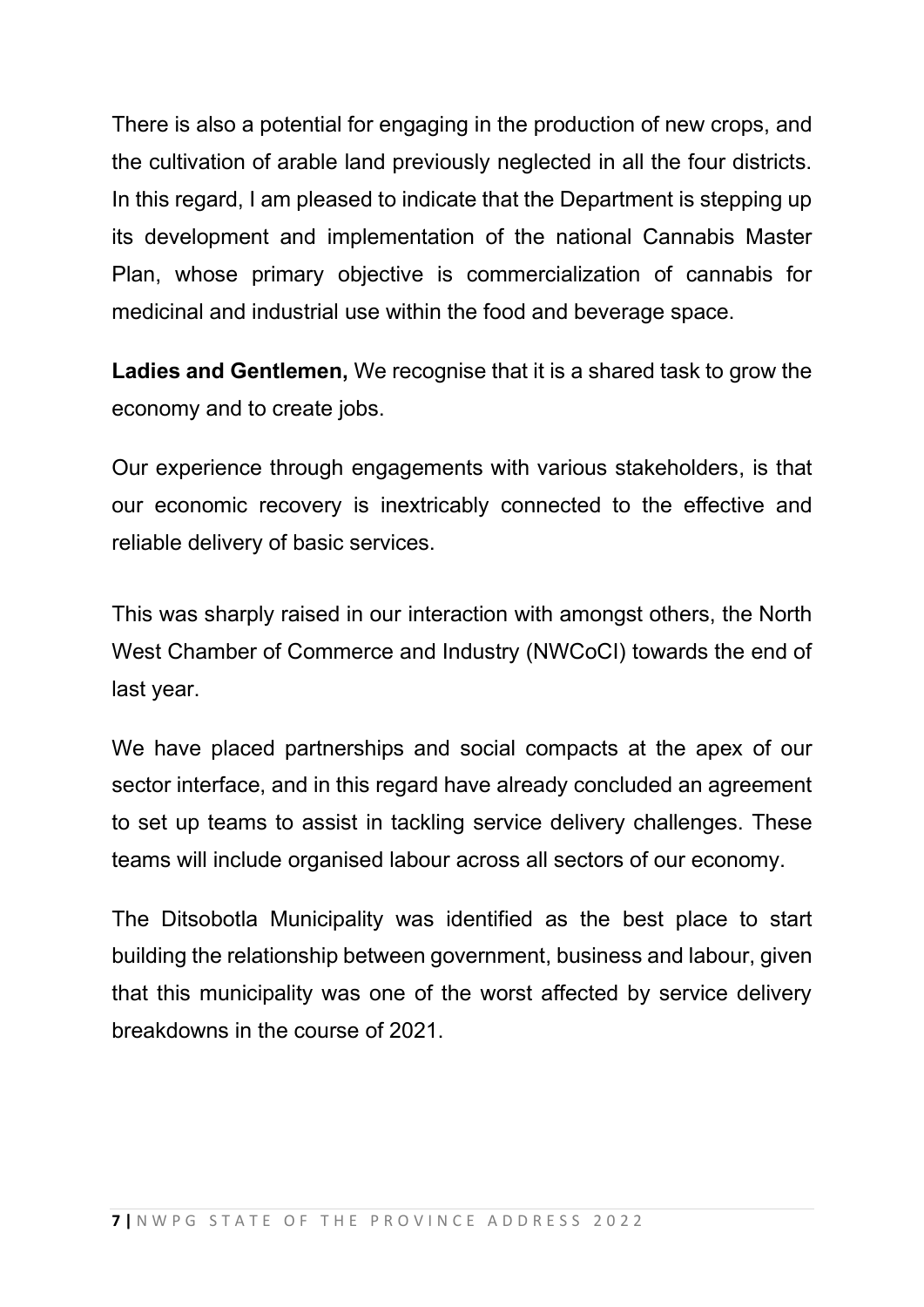There is also a potential for engaging in the production of new crops, and the cultivation of arable land previously neglected in all the four districts. In this regard, I am pleased to indicate that the Department is stepping up its development and implementation of the national Cannabis Master Plan, whose primary objective is commercialization of cannabis for medicinal and industrial use within the food and beverage space.

**Ladies and Gentlemen,** We recognise that it is a shared task to grow the economy and to create jobs.

Our experience through engagements with various stakeholders, is that our economic recovery is inextricably connected to the effective and reliable delivery of basic services.

This was sharply raised in our interaction with amongst others, the North West Chamber of Commerce and Industry (NWCoCI) towards the end of last year.

We have placed partnerships and social compacts at the apex of our sector interface, and in this regard have already concluded an agreement to set up teams to assist in tackling service delivery challenges. These teams will include organised labour across all sectors of our economy.

The Ditsobotla Municipality was identified as the best place to start building the relationship between government, business and labour, given that this municipality was one of the worst affected by service delivery breakdowns in the course of 2021.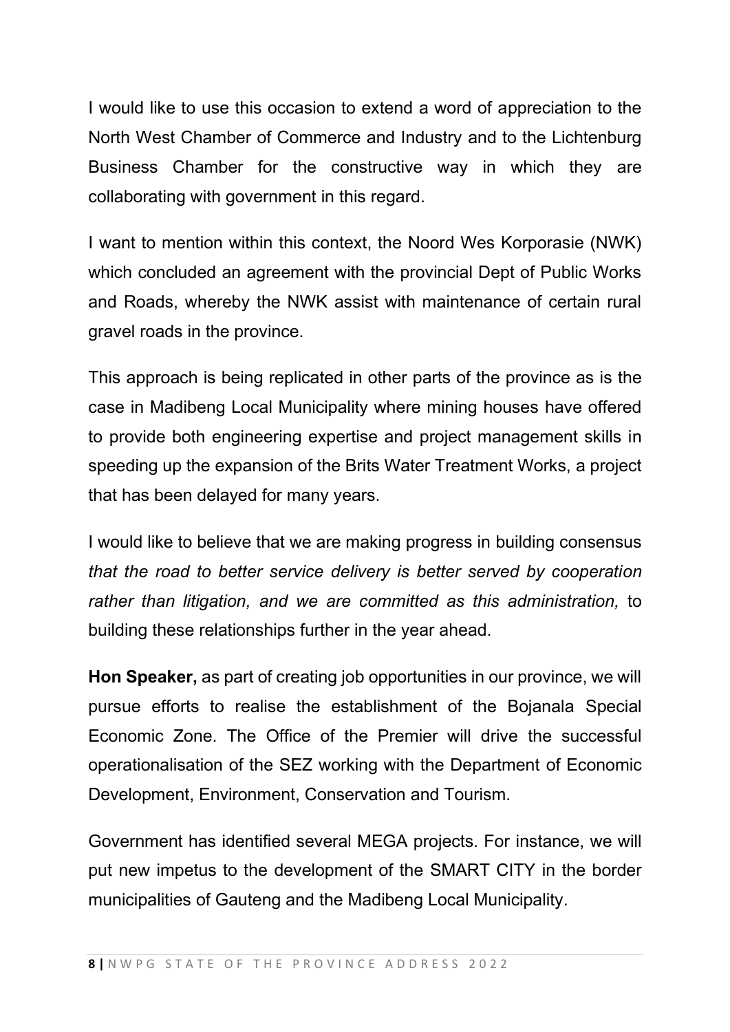I would like to use this occasion to extend a word of appreciation to the North West Chamber of Commerce and Industry and to the Lichtenburg Business Chamber for the constructive way in which they are collaborating with government in this regard.

I want to mention within this context, the Noord Wes Korporasie (NWK) which concluded an agreement with the provincial Dept of Public Works and Roads, whereby the NWK assist with maintenance of certain rural gravel roads in the province.

This approach is being replicated in other parts of the province as is the case in Madibeng Local Municipality where mining houses have offered to provide both engineering expertise and project management skills in speeding up the expansion of the Brits Water Treatment Works, a project that has been delayed for many years.

I would like to believe that we are making progress in building consensus *that the road to better service delivery is better served by cooperation rather than litigation, and we are committed as this administration,* to building these relationships further in the year ahead.

**Hon Speaker,** as part of creating job opportunities in our province, we will pursue efforts to realise the establishment of the Bojanala Special Economic Zone. The Office of the Premier will drive the successful operationalisation of the SEZ working with the Department of Economic Development, Environment, Conservation and Tourism.

Government has identified several MEGA projects. For instance, we will put new impetus to the development of the SMART CITY in the border municipalities of Gauteng and the Madibeng Local Municipality.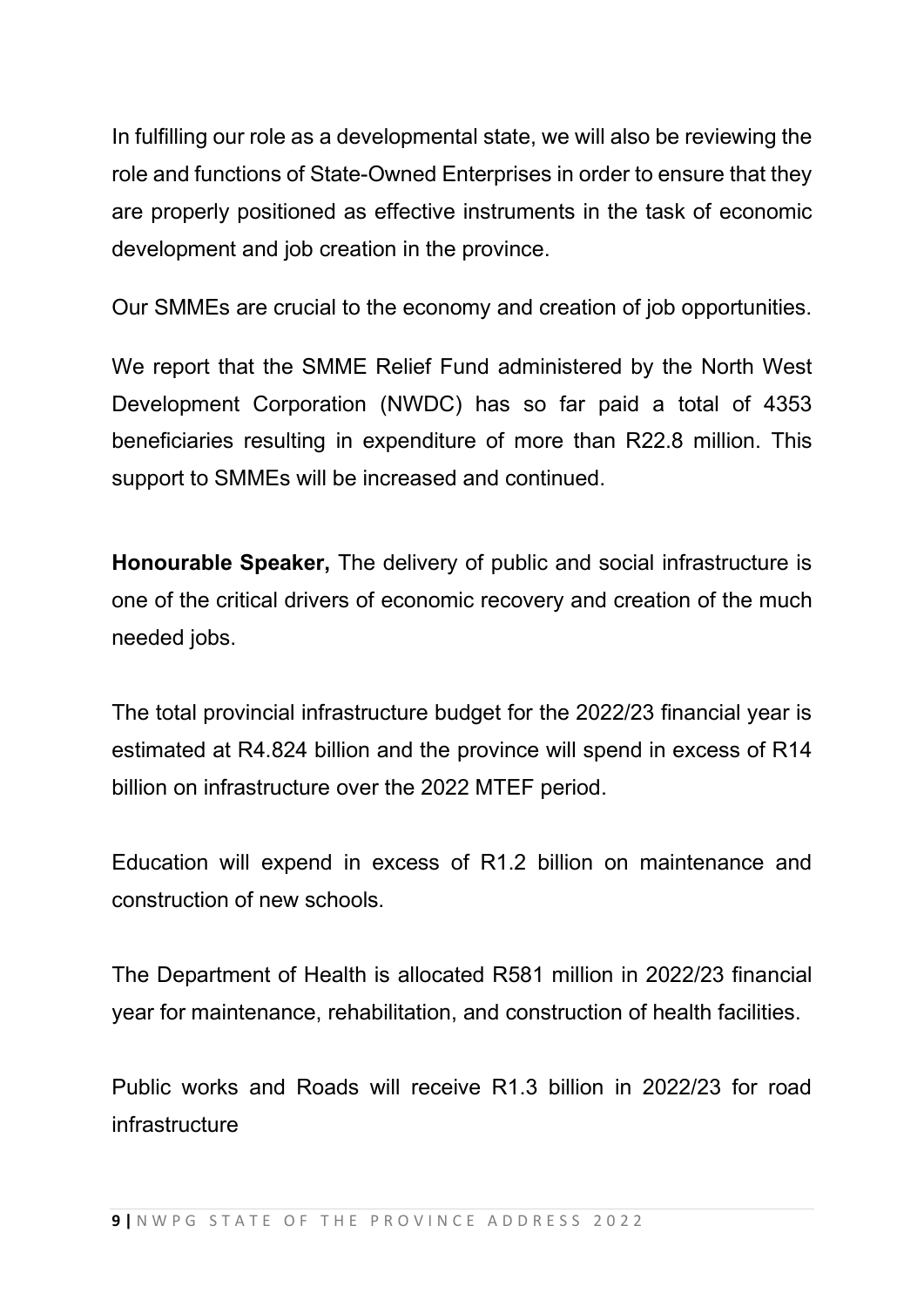In fulfilling our role as a developmental state, we will also be reviewing the role and functions of State-Owned Enterprises in order to ensure that they are properly positioned as effective instruments in the task of economic development and job creation in the province.

Our SMMEs are crucial to the economy and creation of job opportunities.

We report that the SMME Relief Fund administered by the North West Development Corporation (NWDC) has so far paid a total of 4353 beneficiaries resulting in expenditure of more than R22.8 million. This support to SMMEs will be increased and continued.

**Honourable Speaker,** The delivery of public and social infrastructure is one of the critical drivers of economic recovery and creation of the much needed jobs.

The total provincial infrastructure budget for the 2022/23 financial year is estimated at R4.824 billion and the province will spend in excess of R14 billion on infrastructure over the 2022 MTEF period.

Education will expend in excess of R1.2 billion on maintenance and construction of new schools.

The Department of Health is allocated R581 million in 2022/23 financial year for maintenance, rehabilitation, and construction of health facilities.

Public works and Roads will receive R1.3 billion in 2022/23 for road infrastructure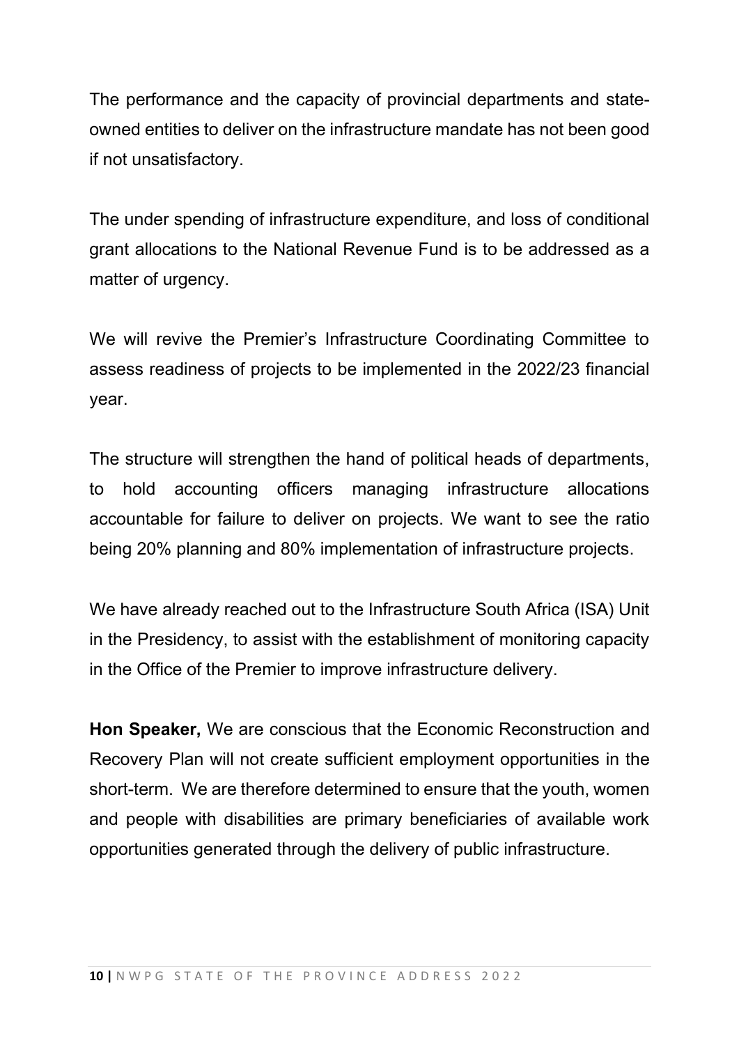The performance and the capacity of provincial departments and state-owned entities to deliver on the infrastructure mandate has not been good if not unsatisfactory.

The under spending of infrastructure expenditure, and loss of conditional grant allocations to the National Revenue Fund is to be addressed as a matter of urgency.

We will revive the Premier's Infrastructure Coordinating Committee to assess readiness of projects to be implemented in the 2022/23 financial year.

The structure will strengthen the hand of political heads of departments, to hold accounting officers managing infrastructure allocations accountable for failure to deliver on projects. We want to see the ratio being 20% planning and 80% implementation of infrastructure projects.

We have already reached out to the Infrastructure South Africa (ISA) Unit in the Presidency, to assist with the establishment of monitoring capacity in the Office of the Premier to improve infrastructure delivery.

**Hon Speaker,** We are conscious that the Economic Reconstruction and Recovery Plan will not create sufficient employment opportunities in the short-term. We are therefore determined to ensure that the youth, women and people with disabilities are primary beneficiaries of available work opportunities generated through the delivery of public infrastructure.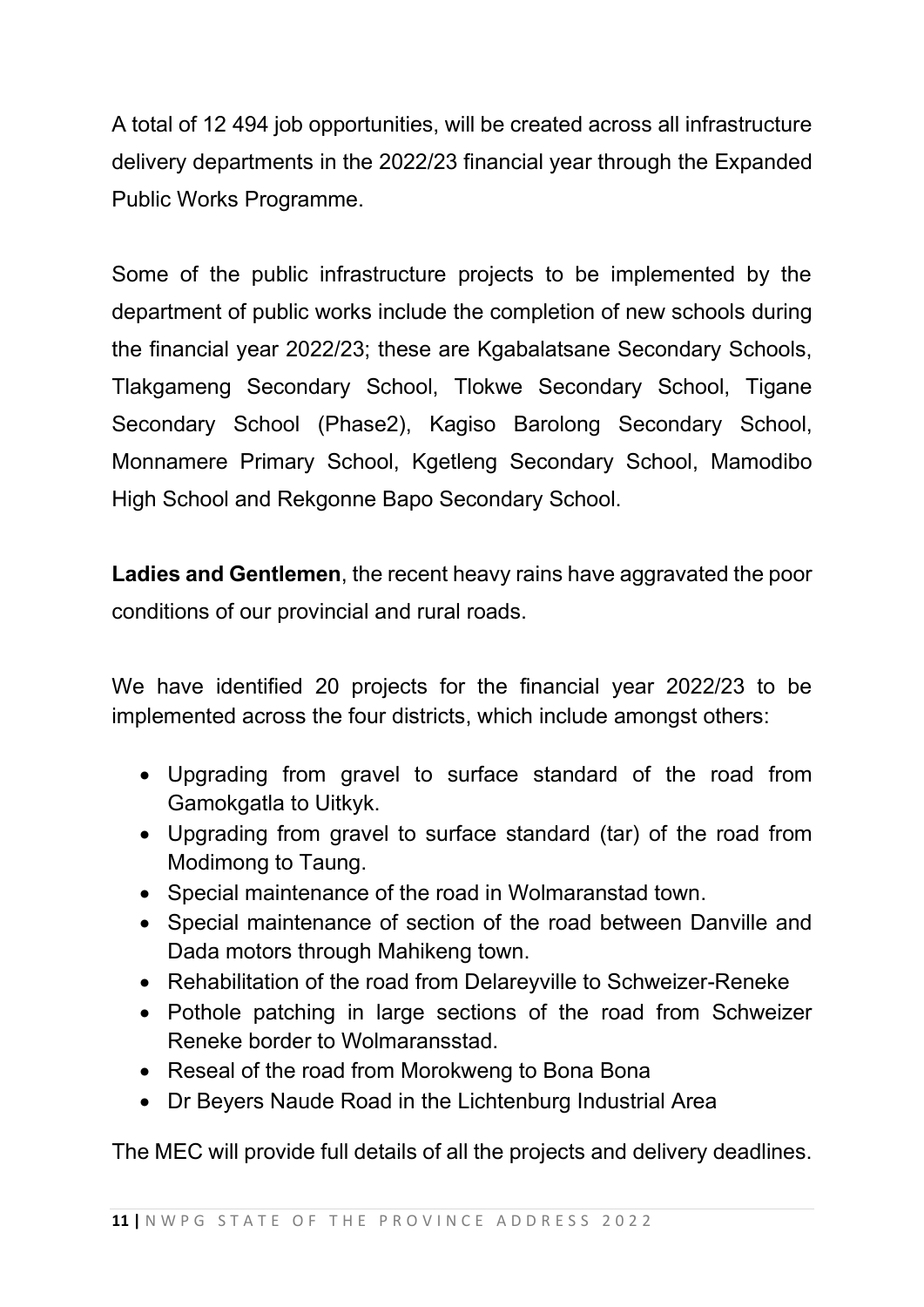A total of 12 494 job opportunities, will be created across all infrastructure delivery departments in the 2022/23 financial year through the Expanded Public Works Programme.

Some of the public infrastructure projects to be implemented by the department of public works include the completion of new schools during the financial year 2022/23; these are Kgabalatsane Secondary Schools, Tlakgameng Secondary School, Tlokwe Secondary School, Tigane Secondary School (Phase2), Kagiso Barolong Secondary School, Monnamere Primary School, Kgetleng Secondary School, Mamodibo High School and Rekgonne Bapo Secondary School.

**Ladies and Gentlemen**, the recent heavy rains have aggravated the poor conditions of our provincial and rural roads.

We have identified 20 projects for the financial year 2022/23 to be implemented across the four districts, which include amongst others:

- Upgrading from gravel to surface standard of the road from Gamokgatla to Uitkyk.
- Upgrading from gravel to surface standard (tar) of the road from Modimong to Taung.
- Special maintenance of the road in Wolmaranstad town.
- Special maintenance of section of the road between Danville and Dada motors through Mahikeng town.
- Rehabilitation of the road from Delareyville to Schweizer-Reneke
- Pothole patching in large sections of the road from Schweizer Reneke border to Wolmaransstad.
- Reseal of the road from Morokweng to Bona Bona
- Dr Beyers Naude Road in the Lichtenburg Industrial Area

The MEC will provide full details of all the projects and delivery deadlines.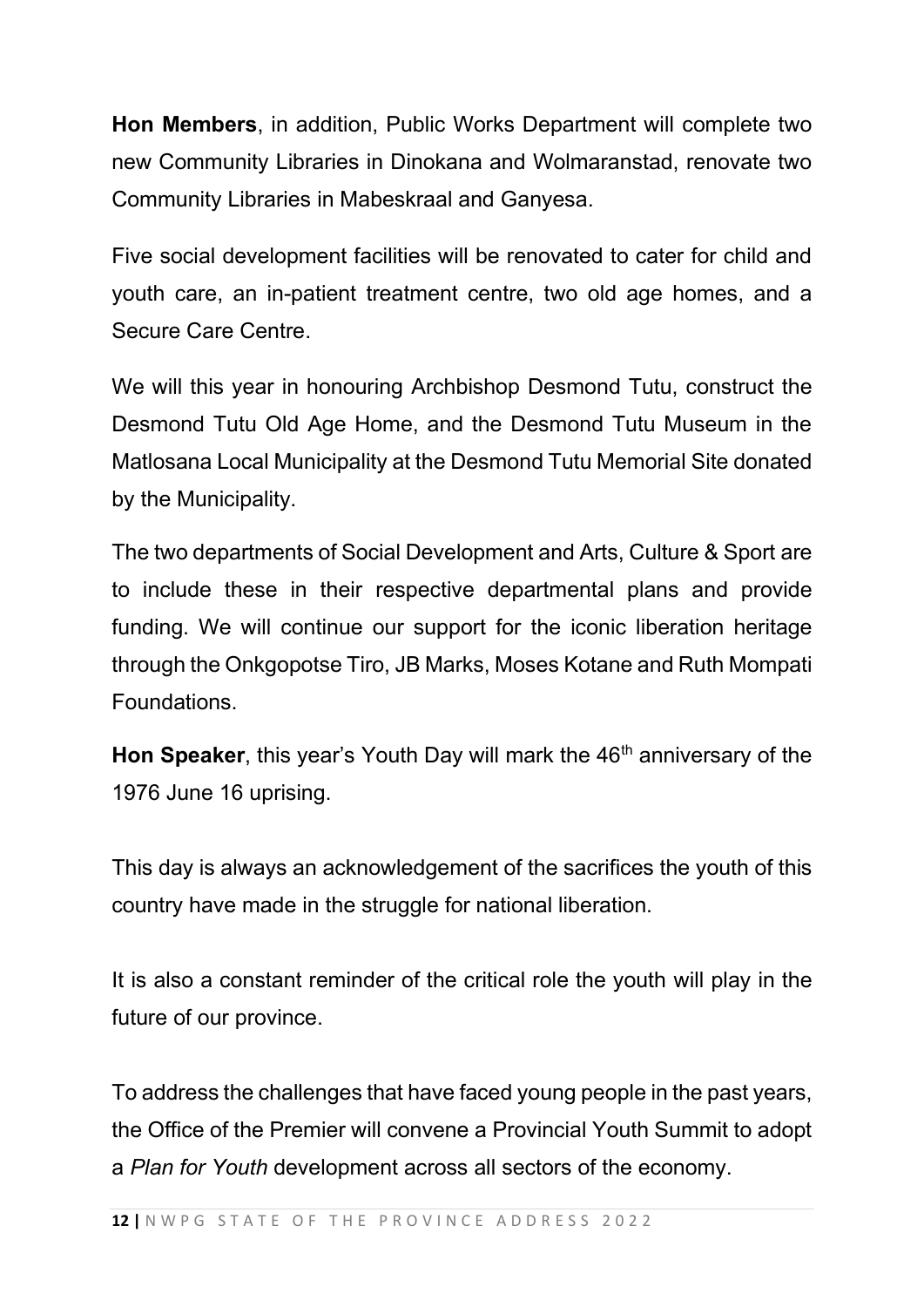**Hon Members**, in addition, Public Works Department will complete two new Community Libraries in Dinokana and Wolmaranstad, renovate two Community Libraries in Mabeskraal and Ganyesa.

Five social development facilities will be renovated to cater for child and youth care, an in-patient treatment centre, two old age homes, and a Secure Care Centre.

We will this year in honouring Archbishop Desmond Tutu, construct the Desmond Tutu Old Age Home, and the Desmond Tutu Museum in the Matlosana Local Municipality at the Desmond Tutu Memorial Site donated by the Municipality.

The two departments of Social Development and Arts, Culture & Sport are to include these in their respective departmental plans and provide funding. We will continue our support for the iconic liberation heritage through the Onkgopotse Tiro, JB Marks, Moses Kotane and Ruth Mompati Foundations.

**Hon Speaker**, this year's Youth Day will mark the 46th anniversary of the 1976 June 16 uprising.

This day is always an acknowledgement of the sacrifices the youth of this country have made in the struggle for national liberation.

It is also a constant reminder of the critical role the youth will play in the future of our province.

To address the challenges that have faced young people in the past years, the Office of the Premier will convene a Provincial Youth Summit to adopt a *Plan for Youth* development across all sectors of the economy.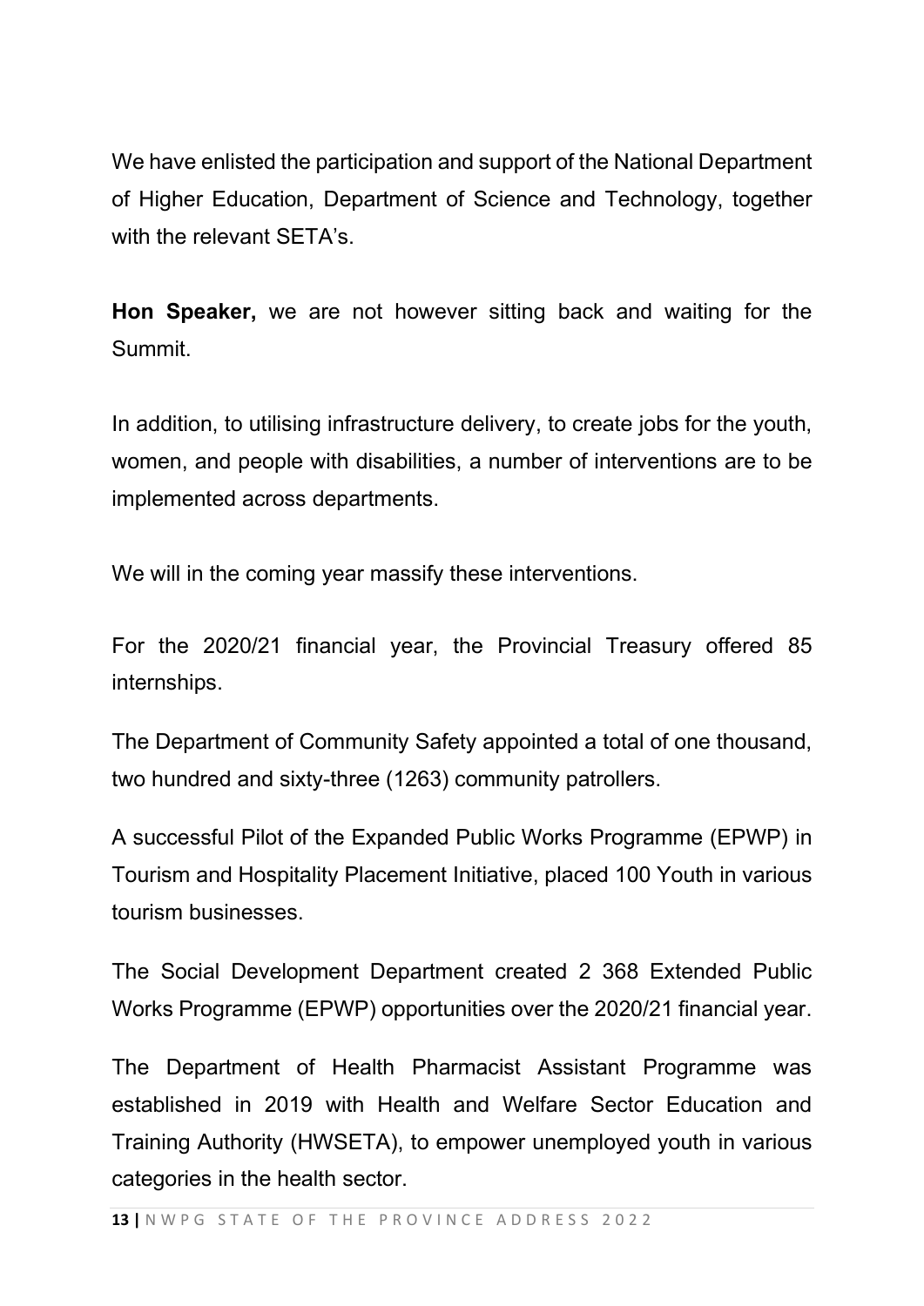We have enlisted the participation and support of the National Department of Higher Education, Department of Science and Technology, together with the relevant SETA's.

**Hon Speaker,** we are not however sitting back and waiting for the Summit.

In addition, to utilising infrastructure delivery, to create jobs for the youth, women, and people with disabilities, a number of interventions are to be implemented across departments.

We will in the coming year massify these interventions.

For the 2020/21 financial year, the Provincial Treasury offered 85 internships.

The Department of Community Safety appointed a total of one thousand, two hundred and sixty-three (1263) community patrollers.

A successful Pilot of the Expanded Public Works Programme (EPWP) in Tourism and Hospitality Placement Initiative, placed 100 Youth in various tourism businesses.

The Social Development Department created 2 368 Extended Public Works Programme (EPWP) opportunities over the 2020/21 financial year.

The Department of Health Pharmacist Assistant Programme was established in 2019 with Health and Welfare Sector Education and Training Authority (HWSETA), to empower unemployed youth in various categories in the health sector.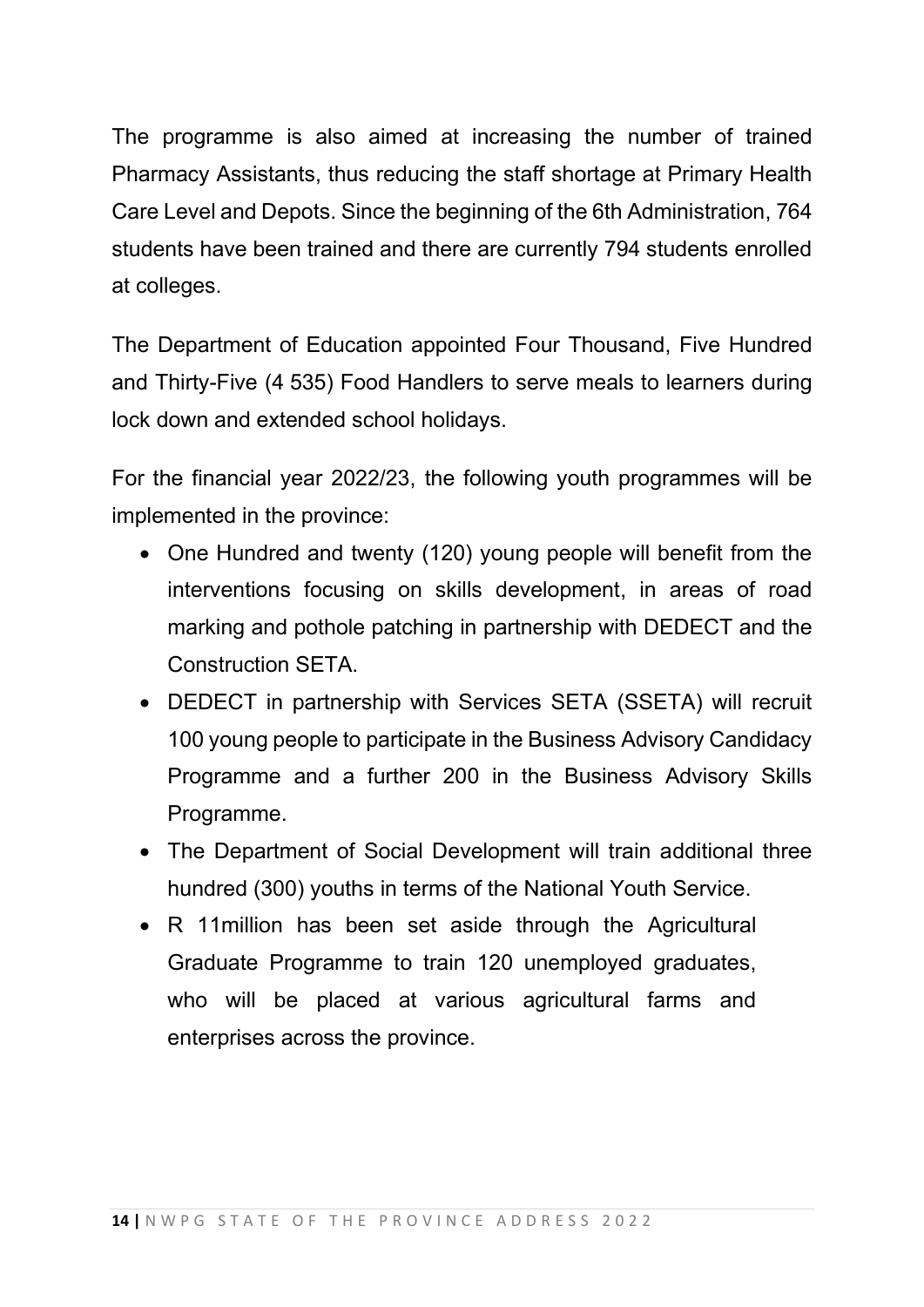The programme is also aimed at increasing the number of trained Pharmacy Assistants, thus reducing the staff shortage at Primary Health Care Level and Depots. Since the beginning of the 6th Administration, 764 students have been trained and there are currently 794 students enrolled at colleges.

The Department of Education appointed Four Thousand, Five Hundred and Thirty-Five (4 535) Food Handlers to serve meals to learners during lock down and extended school holidays.

For the financial year 2022/23, the following youth programmes will be implemented in the province:

- One Hundred and twenty (120) young people will benefit from the interventions focusing on skills development, in areas of road marking and pothole patching in partnership with DEDECT and the Construction SETA.
- DEDECT in partnership with Services SETA (SSETA) will recruit 100 young people to participate in the Business Advisory Candidacy Programme and a further 200 in the Business Advisory Skills Programme.
- The Department of Social Development will train additional three hundred (300) youths in terms of the National Youth Service.
- R 11million has been set aside through the Agricultural Graduate Programme to train 120 unemployed graduates, who will be placed at various agricultural farms and enterprises across the province.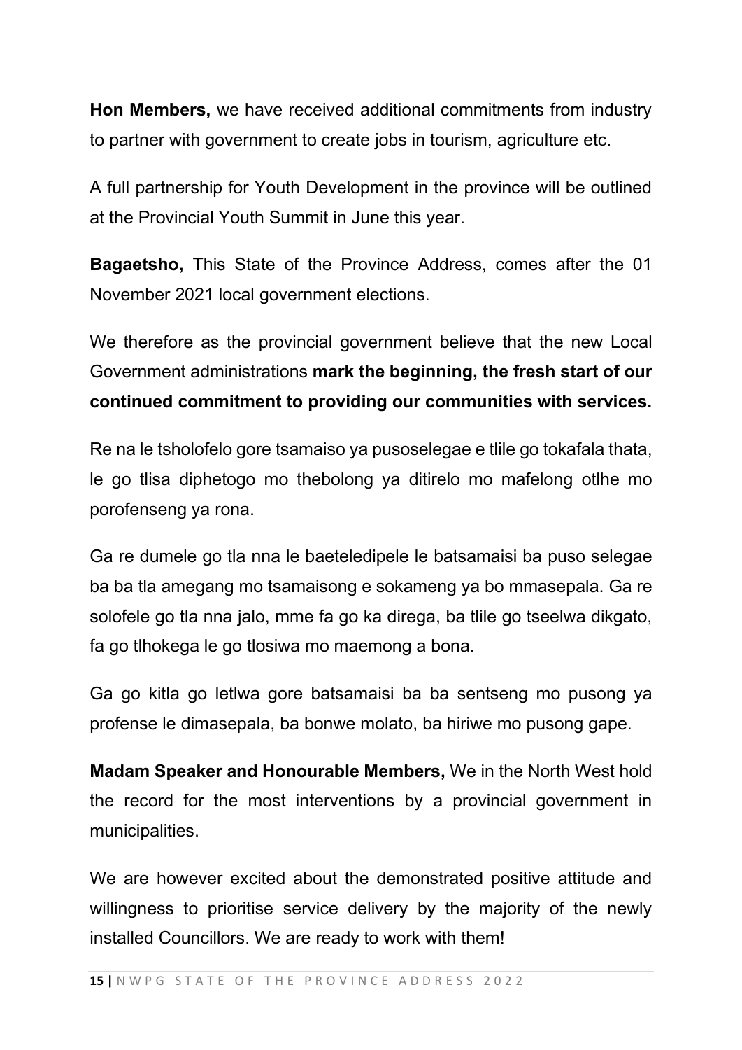**Hon Members,** we have received additional commitments from industry to partner with government to create jobs in tourism, agriculture etc.

A full partnership for Youth Development in the province will be outlined at the Provincial Youth Summit in June this year.

**Bagaetsho,** This State of the Province Address, comes after the 01 November 2021 local government elections.

We therefore as the provincial government believe that the new Local Government administrations **mark the beginning, the fresh start of our continued commitment to providing our communities with services.**

Re na le tsholofelo gore tsamaiso ya pusoselegae e tlile go tokafala thata, le go tlisa diphetogo mo thebolong ya ditirelo mo mafelong otlhe mo porofenseng ya rona.

Ga re dumele go tla nna le baeteledipele le batsamaisi ba puso selegae ba ba tla amegang mo tsamaisong e sokameng ya bo mmasepala. Ga re solofele go tla nna jalo, mme fa go ka direga, ba tlile go tseelwa dikgato, fa go tlhokega le go tlosiwa mo maemong a bona.

Ga go kitla go letlwa gore batsamaisi ba ba sentseng mo pusong ya profense le dimasepala, ba bonwe molato, ba hiriwe mo pusong gape.

**Madam Speaker and Honourable Members,** We in the North West hold the record for the most interventions by a provincial government in municipalities.

We are however excited about the demonstrated positive attitude and willingness to prioritise service delivery by the majority of the newly installed Councillors. We are ready to work with them!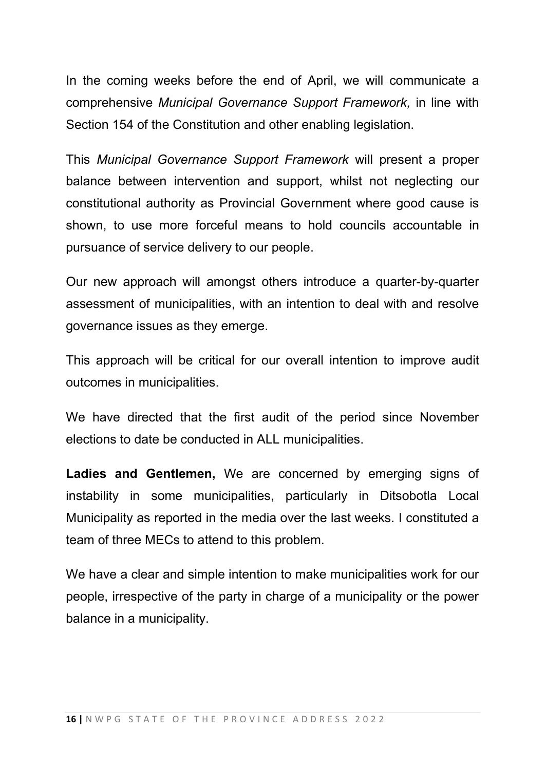In the coming weeks before the end of April, we will communicate a comprehensive *Municipal Governance Support Framework,* in line with Section 154 of the Constitution and other enabling legislation.

This *Municipal Governance Support Framework* will present a proper balance between intervention and support, whilst not neglecting our constitutional authority as Provincial Government where good cause is shown, to use more forceful means to hold councils accountable in pursuance of service delivery to our people.

Our new approach will amongst others introduce a quarter-by-quarter assessment of municipalities, with an intention to deal with and resolve governance issues as they emerge.

This approach will be critical for our overall intention to improve audit outcomes in municipalities.

We have directed that the first audit of the period since November elections to date be conducted in ALL municipalities.

**Ladies and Gentlemen,** We are concerned by emerging signs of instability in some municipalities, particularly in Ditsobotla Local Municipality as reported in the media over the last weeks. I constituted a team of three MECs to attend to this problem.

We have a clear and simple intention to make municipalities work for our people, irrespective of the party in charge of a municipality or the power balance in a municipality.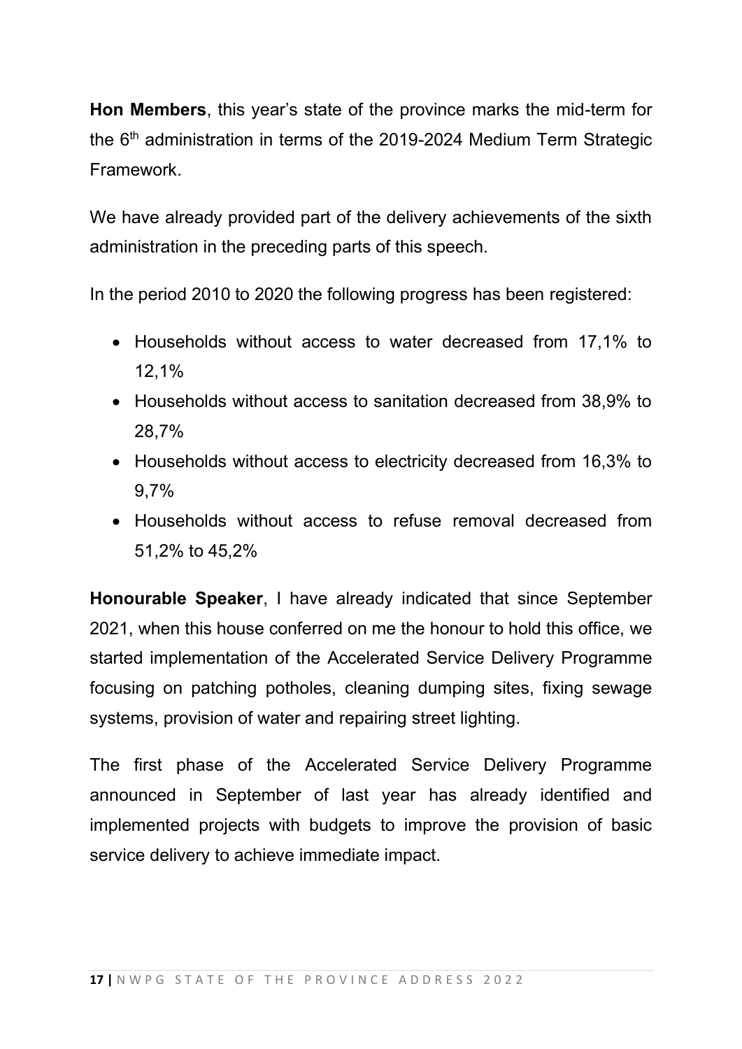**Hon Members**, this year's state of the province marks the mid-term for the 6th administration in terms of the 2019-2024 Medium Term Strategic Framework.

We have already provided part of the delivery achievements of the sixth administration in the preceding parts of this speech.

In the period 2010 to 2020 the following progress has been registered:

- Households without access to water decreased from 17,1% to 12,1%
- Households without access to sanitation decreased from 38,9% to 28,7%
- Households without access to electricity decreased from 16,3% to 9,7%
- Households without access to refuse removal decreased from 51,2% to 45,2%

**Honourable Speaker**, I have already indicated that since September 2021, when this house conferred on me the honour to hold this office, we started implementation of the Accelerated Service Delivery Programme focusing on patching potholes, cleaning dumping sites, fixing sewage systems, provision of water and repairing street lighting.

The first phase of the Accelerated Service Delivery Programme announced in September of last year has already identified and implemented projects with budgets to improve the provision of basic service delivery to achieve immediate impact.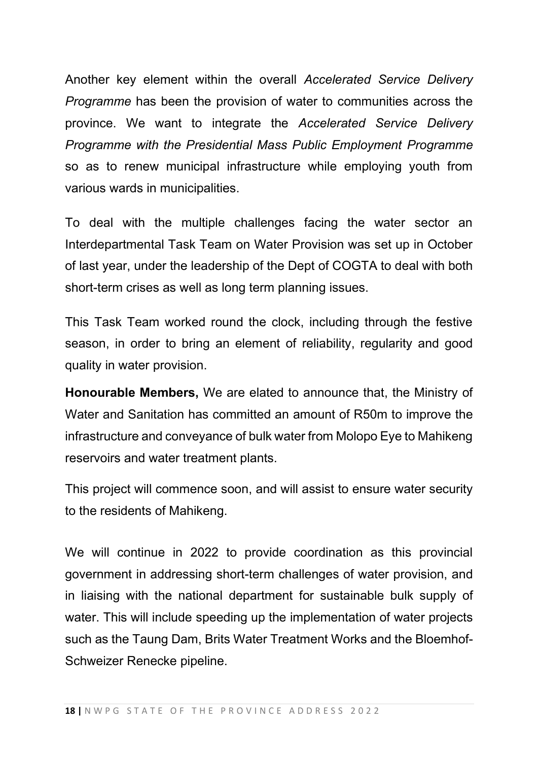Another key element within the overall *Accelerated Service Delivery Programme* has been the provision of water to communities across the province. We want to integrate the *Accelerated Service Delivery Programme with the Presidential Mass Public Employment Programme* so as to renew municipal infrastructure while employing youth from various wards in municipalities.

To deal with the multiple challenges facing the water sector an Interdepartmental Task Team on Water Provision was set up in October of last year, under the leadership of the Dept of COGTA to deal with both short-term crises as well as long term planning issues.

This Task Team worked round the clock, including through the festive season, in order to bring an element of reliability, regularity and good quality in water provision.

**Honourable Members,** We are elated to announce that, the Ministry of Water and Sanitation has committed an amount of R50m to improve the infrastructure and conveyance of bulk water from Molopo Eye to Mahikeng reservoirs and water treatment plants.

This project will commence soon, and will assist to ensure water security to the residents of Mahikeng.

We will continue in 2022 to provide coordination as this provincial government in addressing short-term challenges of water provision, and in liaising with the national department for sustainable bulk supply of water. This will include speeding up the implementation of water projects such as the Taung Dam, Brits Water Treatment Works and the Bloemhof-Schweizer Renecke pipeline.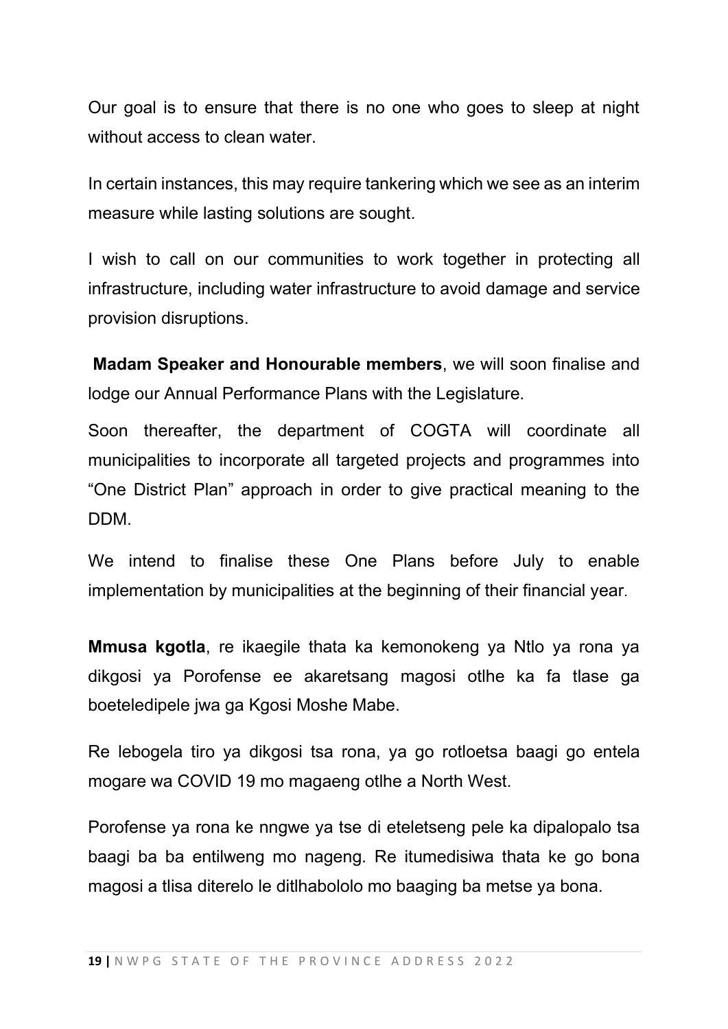Our goal is to ensure that there is no one who goes to sleep at night without access to clean water.

In certain instances, this may require tankering which we see as an interim measure while lasting solutions are sought.

I wish to call on our communities to work together in protecting all infrastructure, including water infrastructure to avoid damage and service provision disruptions.

**Madam Speaker and Honourable members**, we will soon finalise and lodge our Annual Performance Plans with the Legislature.

Soon thereafter, the department of COGTA will coordinate all municipalities to incorporate all targeted projects and programmes into "One District Plan" approach in order to give practical meaning to the DDM.

We intend to finalise these One Plans before July to enable implementation by municipalities at the beginning of their financial year.

**Mmusa kgotla**, re ikaegile thata ka kemonokeng ya Ntlo ya rona ya dikgosi ya Porofense ee akaretsang magosi otlhe ka fa tlase ga boeteledipele jwa ga Kgosi Moshe Mabe.

Re lebogela tiro ya dikgosi tsa rona, ya go rotloetsa baagi go entela mogare wa COVID 19 mo magaeng otlhe a North West.

Porofense ya rona ke nngwe ya tse di eteletseng pele ka dipalopalo tsa baagi ba ba entilweng mo nageng. Re itumedisiwa thata ke go bona magosi a tlisa diterelo le ditlhabololo mo baaging ba metse ya bona.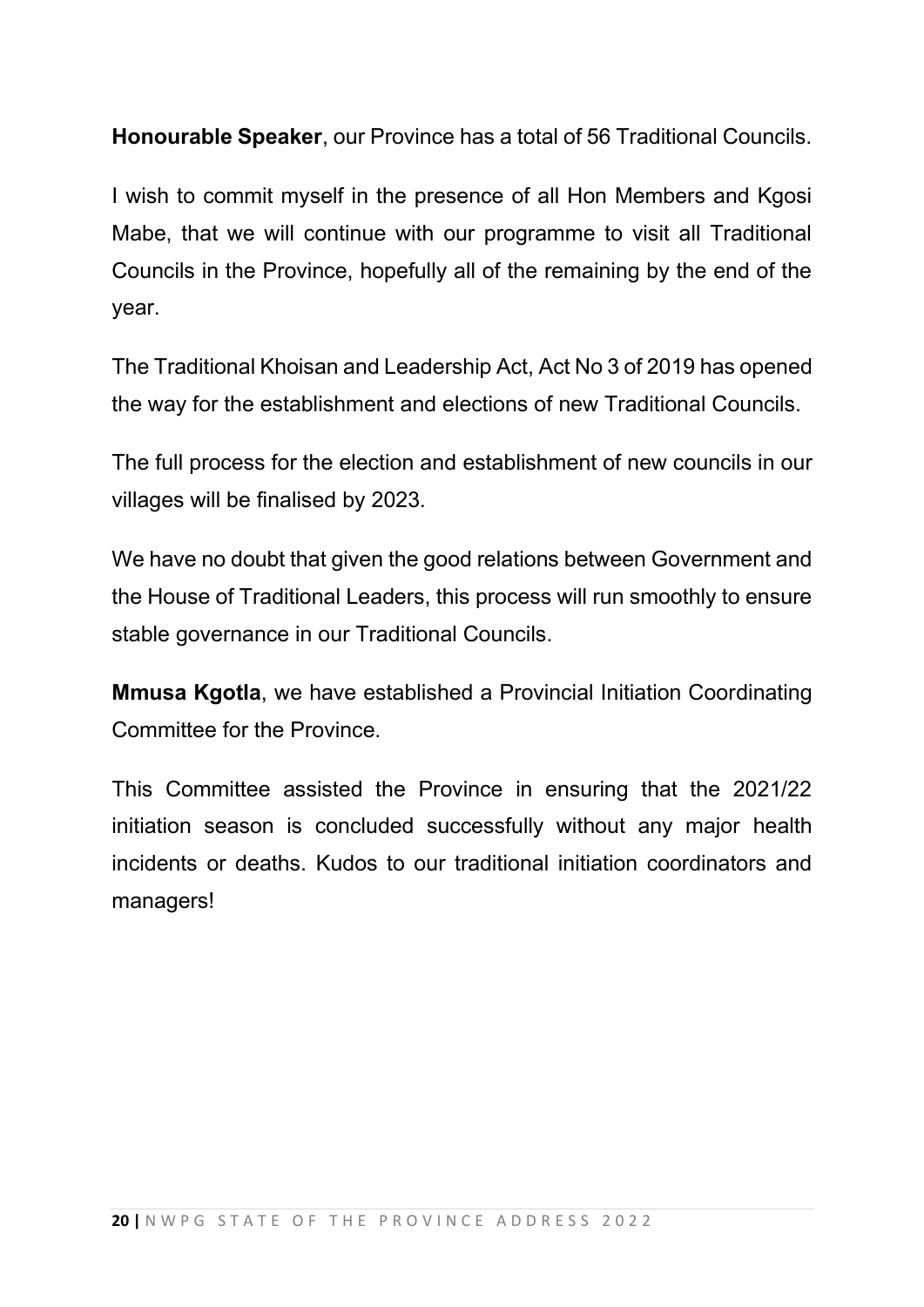**Honourable Speaker**, our Province has a total of 56 Traditional Councils.

I wish to commit myself in the presence of all Hon Members and Kgosi Mabe, that we will continue with our programme to visit all Traditional Councils in the Province, hopefully all of the remaining by the end of the year.

The Traditional Khoisan and Leadership Act, Act No 3 of 2019 has opened the way for the establishment and elections of new Traditional Councils.

The full process for the election and establishment of new councils in our villages will be finalised by 2023.

We have no doubt that given the good relations between Government and the House of Traditional Leaders, this process will run smoothly to ensure stable governance in our Traditional Councils.

**Mmusa Kgotla**, we have established a Provincial Initiation Coordinating Committee for the Province.

This Committee assisted the Province in ensuring that the 2021/22 initiation season is concluded successfully without any major health incidents or deaths. Kudos to our traditional initiation coordinators and managers!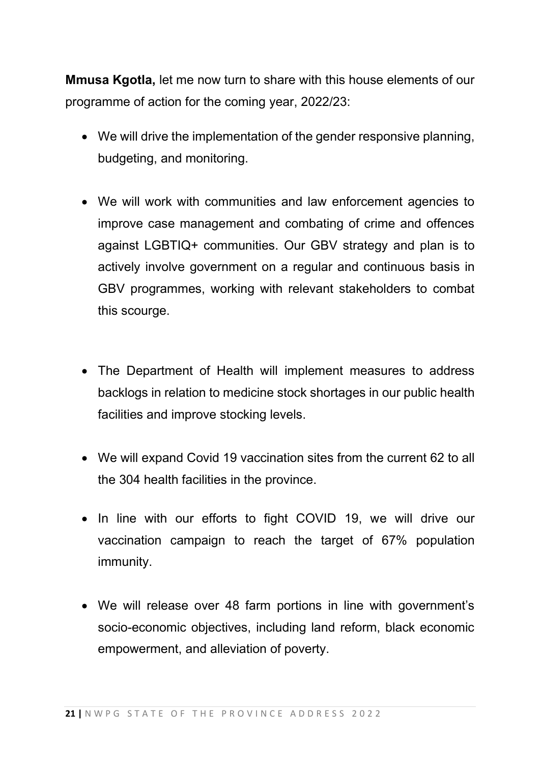**Mmusa Kgotla,** let me now turn to share with this house elements of our programme of action for the coming year, 2022/23:

- We will drive the implementation of the gender responsive planning, budgeting, and monitoring.

- We will work with communities and law enforcement agencies to improve case management and combating of crime and offences against LGBTIQ+ communities. Our GBV strategy and plan is to actively involve government on a regular and continuous basis in GBV programmes, working with relevant stakeholders to combat this scourge.

- The Department of Health will implement measures to address backlogs in relation to medicine stock shortages in our public health facilities and improve stocking levels.

- We will expand Covid 19 vaccination sites from the current 62 to all the 304 health facilities in the province.

- In line with our efforts to fight COVID 19, we will drive our vaccination campaign to reach the target of 67% population immunity.

- We will release over 48 farm portions in line with government's socio-economic objectives, including land reform, black economic empowerment, and alleviation of poverty.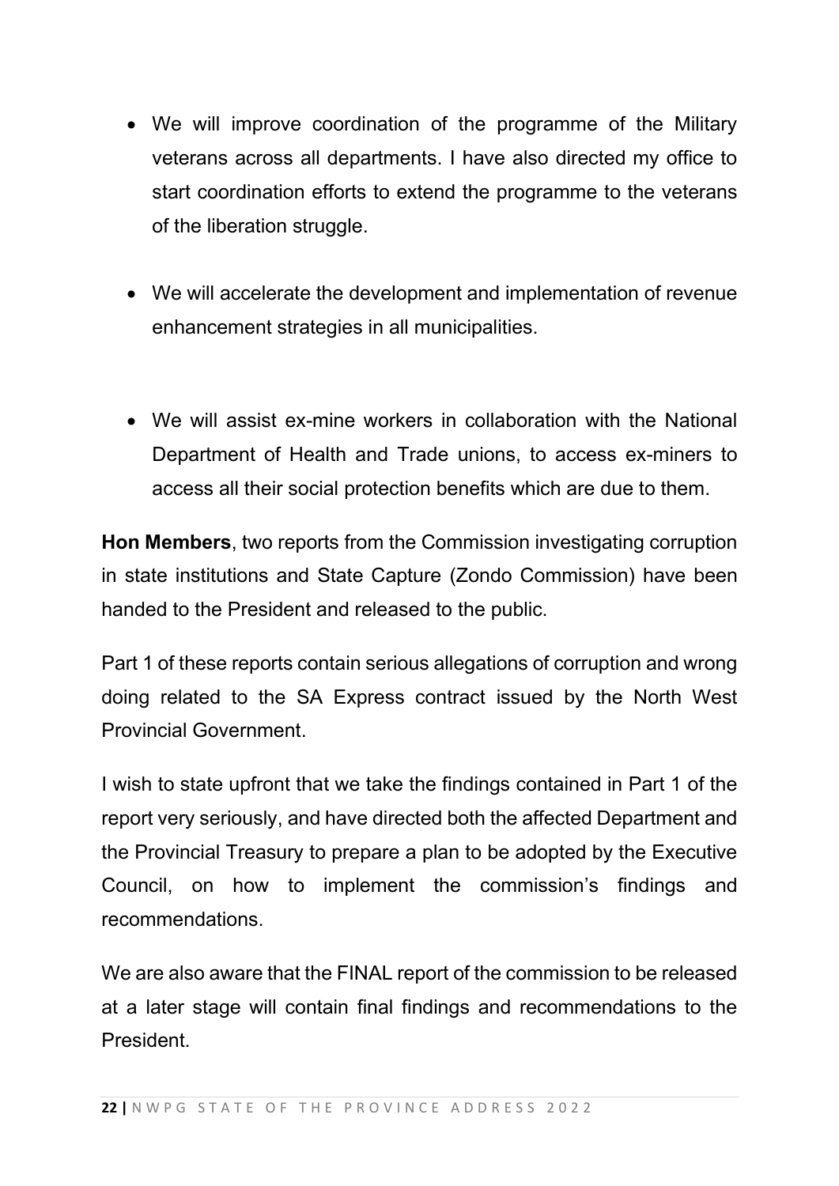- We will improve coordination of the programme of the Military veterans across all departments. I have also directed my office to start coordination efforts to extend the programme to the veterans of the liberation struggle.

- We will accelerate the development and implementation of revenue enhancement strategies in all municipalities.

- We will assist ex-mine workers in collaboration with the National Department of Health and Trade unions, to access ex-miners to access all their social protection benefits which are due to them.

**Hon Members**, two reports from the Commission investigating corruption in state institutions and State Capture (Zondo Commission) have been handed to the President and released to the public.

Part 1 of these reports contain serious allegations of corruption and wrong doing related to the SA Express contract issued by the North West Provincial Government.

I wish to state upfront that we take the findings contained in Part 1 of the report very seriously, and have directed both the affected Department and the Provincial Treasury to prepare a plan to be adopted by the Executive Council, on how to implement the commission's findings and recommendations.

We are also aware that the FINAL report of the commission to be released at a later stage will contain final findings and recommendations to the President.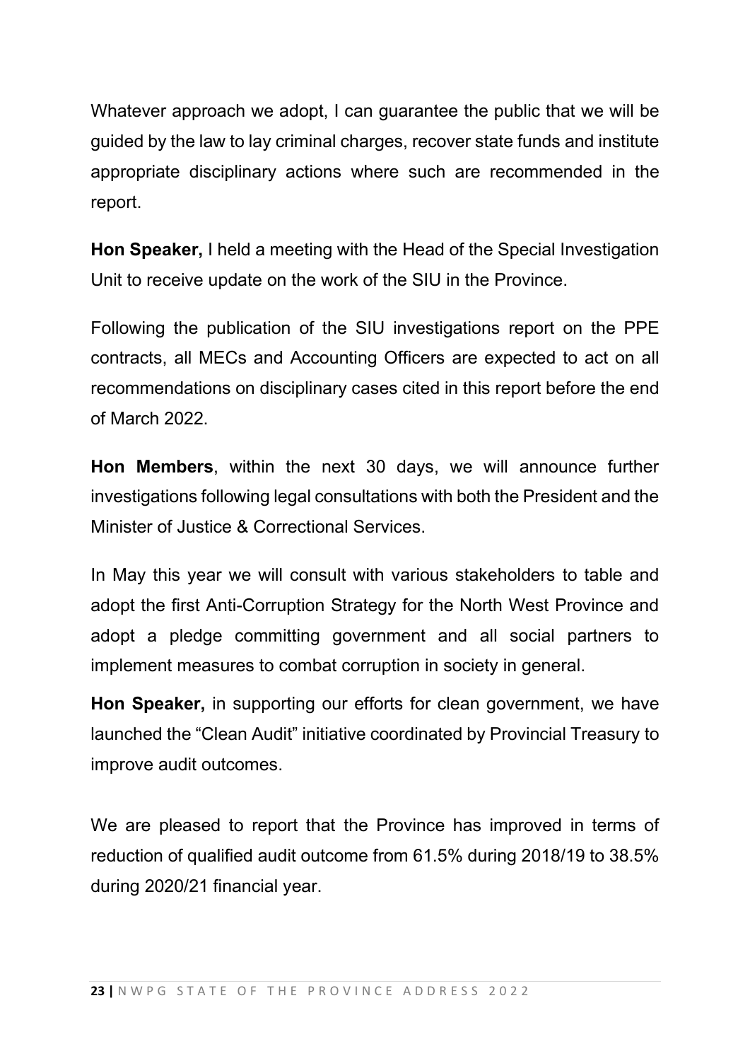Whatever approach we adopt, I can guarantee the public that we will be guided by the law to lay criminal charges, recover state funds and institute appropriate disciplinary actions where such are recommended in the report.

**Hon Speaker,** I held a meeting with the Head of the Special Investigation Unit to receive update on the work of the SIU in the Province.

Following the publication of the SIU investigations report on the PPE contracts, all MECs and Accounting Officers are expected to act on all recommendations on disciplinary cases cited in this report before the end of March 2022.

**Hon Members**, within the next 30 days, we will announce further investigations following legal consultations with both the President and the Minister of Justice & Correctional Services.

In May this year we will consult with various stakeholders to table and adopt the first Anti-Corruption Strategy for the North West Province and adopt a pledge committing government and all social partners to implement measures to combat corruption in society in general.

**Hon Speaker,** in supporting our efforts for clean government, we have launched the "Clean Audit" initiative coordinated by Provincial Treasury to improve audit outcomes.

We are pleased to report that the Province has improved in terms of reduction of qualified audit outcome from 61.5% during 2018/19 to 38.5% during 2020/21 financial year.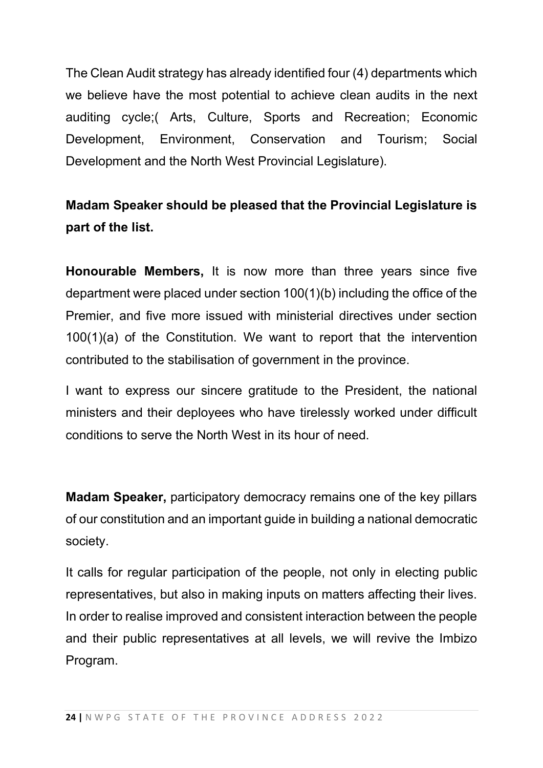The Clean Audit strategy has already identified four (4) departments which we believe have the most potential to achieve clean audits in the next auditing cycle;( Arts, Culture, Sports and Recreation; Economic Development, Environment, Conservation and Tourism; Social Development and the North West Provincial Legislature).

**Madam Speaker should be pleased that the Provincial Legislature is part of the list.**

**Honourable Members,** It is now more than three years since five department were placed under section 100(1)(b) including the office of the Premier, and five more issued with ministerial directives under section 100(1)(a) of the Constitution. We want to report that the intervention contributed to the stabilisation of government in the province.

I want to express our sincere gratitude to the President, the national ministers and their deployees who have tirelessly worked under difficult conditions to serve the North West in its hour of need.

**Madam Speaker,** participatory democracy remains one of the key pillars of our constitution and an important guide in building a national democratic society.

It calls for regular participation of the people, not only in electing public representatives, but also in making inputs on matters affecting their lives. In order to realise improved and consistent interaction between the people and their public representatives at all levels, we will revive the Imbizo Program.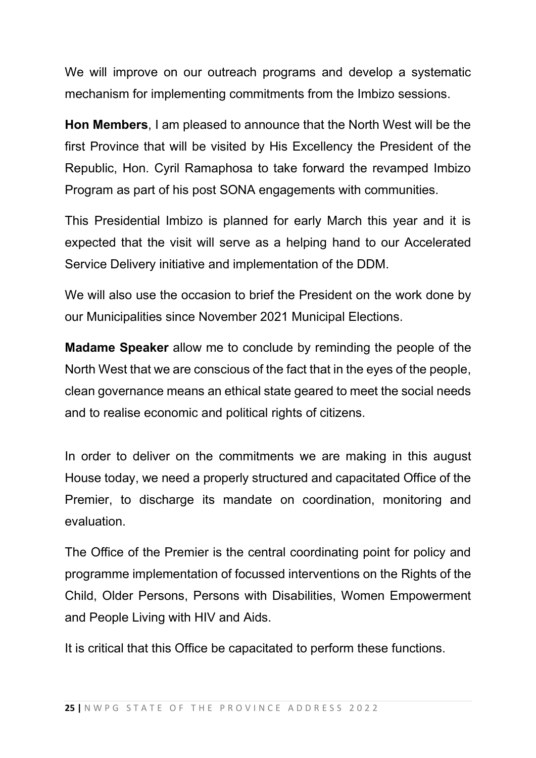We will improve on our outreach programs and develop a systematic mechanism for implementing commitments from the Imbizo sessions.

**Hon Members**, I am pleased to announce that the North West will be the first Province that will be visited by His Excellency the President of the Republic, Hon. Cyril Ramaphosa to take forward the revamped Imbizo Program as part of his post SONA engagements with communities.

This Presidential Imbizo is planned for early March this year and it is expected that the visit will serve as a helping hand to our Accelerated Service Delivery initiative and implementation of the DDM.

We will also use the occasion to brief the President on the work done by our Municipalities since November 2021 Municipal Elections.

**Madame Speaker** allow me to conclude by reminding the people of the North West that we are conscious of the fact that in the eyes of the people, clean governance means an ethical state geared to meet the social needs and to realise economic and political rights of citizens.

In order to deliver on the commitments we are making in this august House today, we need a properly structured and capacitated Office of the Premier, to discharge its mandate on coordination, monitoring and evaluation.

The Office of the Premier is the central coordinating point for policy and programme implementation of focussed interventions on the Rights of the Child, Older Persons, Persons with Disabilities, Women Empowerment and People Living with HIV and Aids.

It is critical that this Office be capacitated to perform these functions.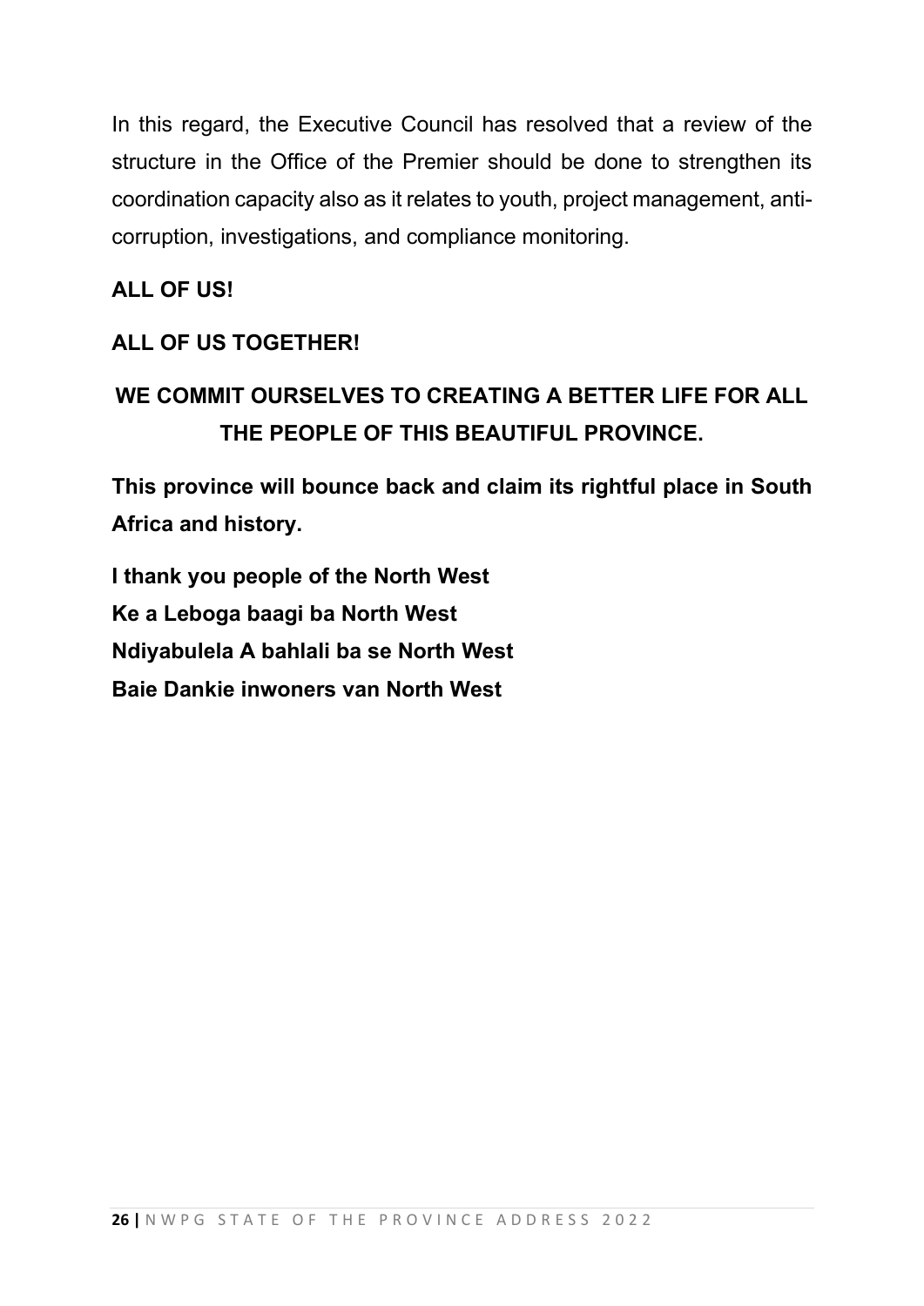In this regard, the Executive Council has resolved that a review of the structure in the Office of the Premier should be done to strengthen its coordination capacity also as it relates to youth, project management, anti-corruption, investigations, and compliance monitoring.

**ALL OF US!**

**ALL OF US TOGETHER!**

**WE COMMIT OURSELVES TO CREATING A BETTER LIFE FOR ALL THE PEOPLE OF THIS BEAUTIFUL PROVINCE.**

**This province will bounce back and claim its rightful place in South Africa and history.**

**I thank you people of the North West**
**Ke a Leboga baagi ba North West**
**Ndiyabulela A bahlali ba se North West**
**Baie Dankie inwoners van North West**